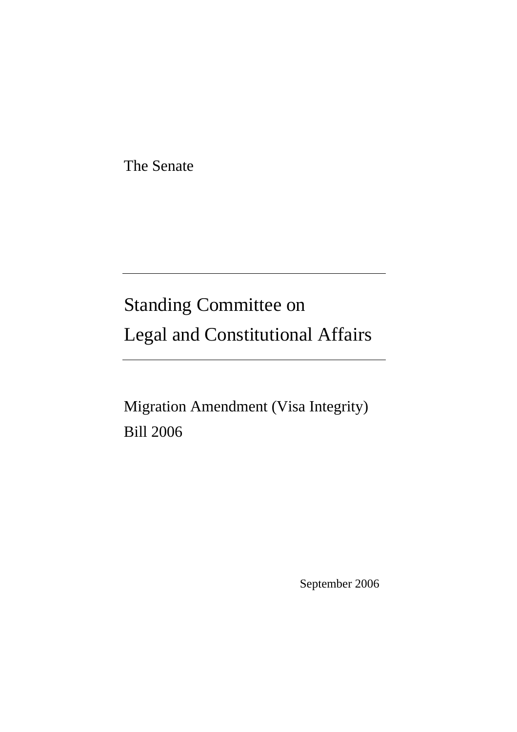The Senate

---

# Standing Committee on Legal and Constitutional Affairs

---

## Migration Amendment (Visa Integrity) Bill 2006

September 2006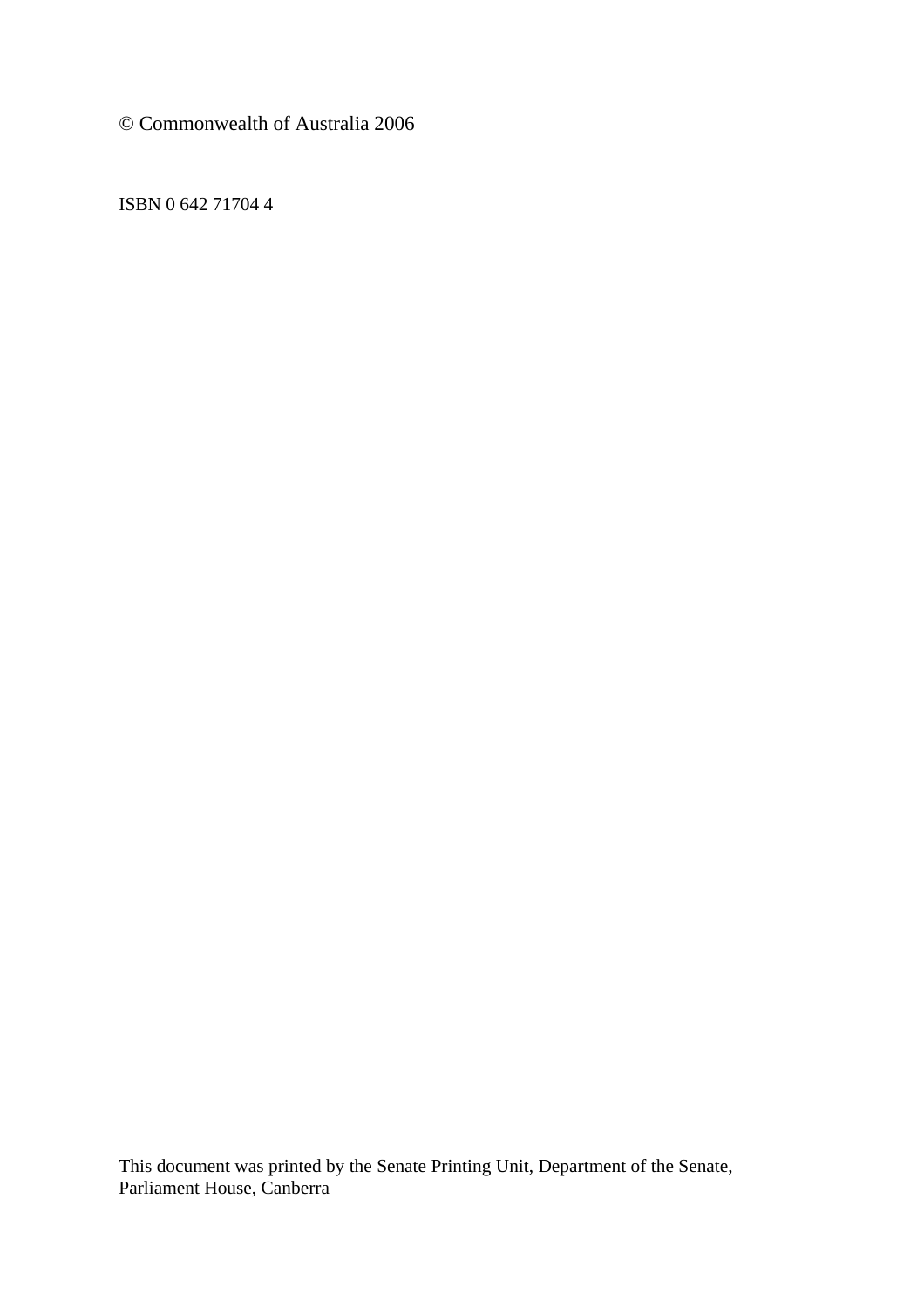© Commonwealth of Australia 2006

ISBN 0 642 71704 4

This document was printed by the Senate Printing Unit, Department of the Senate, Parliament House, Canberra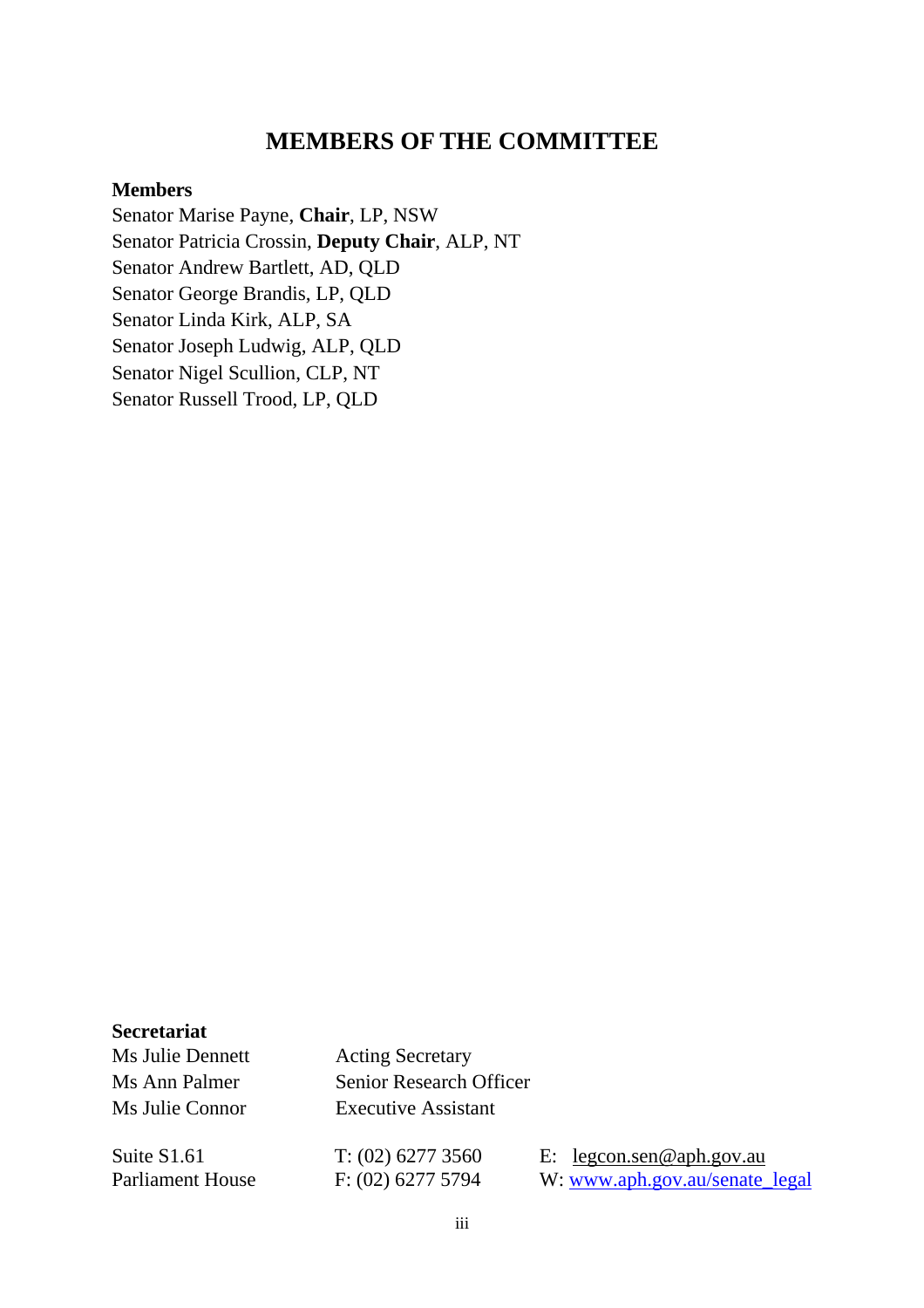# MEMBERS OF THE COMMITTEE

**Members**

Senator Marise Payne, **Chair**, LP, NSW
Senator Patricia Crossin, **Deputy Chair**, ALP, NT
Senator Andrew Bartlett, AD, QLD
Senator George Brandis, LP, QLD
Senator Linda Kirk, ALP, SA
Senator Joseph Ludwig, ALP, QLD
Senator Nigel Scullion, CLP, NT
Senator Russell Trood, LP, QLD

**Secretariat**

| | |
|---|---|
| Ms Julie Dennett | Acting Secretary |
| Ms Ann Palmer | Senior Research Officer |
| Ms Julie Connor | Executive Assistant |

| | | |
|---|---|---|
| Suite S1.61 | T: (02) 6277 3560 | E: legcon.sen@aph.gov.au |
| Parliament House | F: (02) 6277 5794 | W: www.aph.gov.au/senate_legal |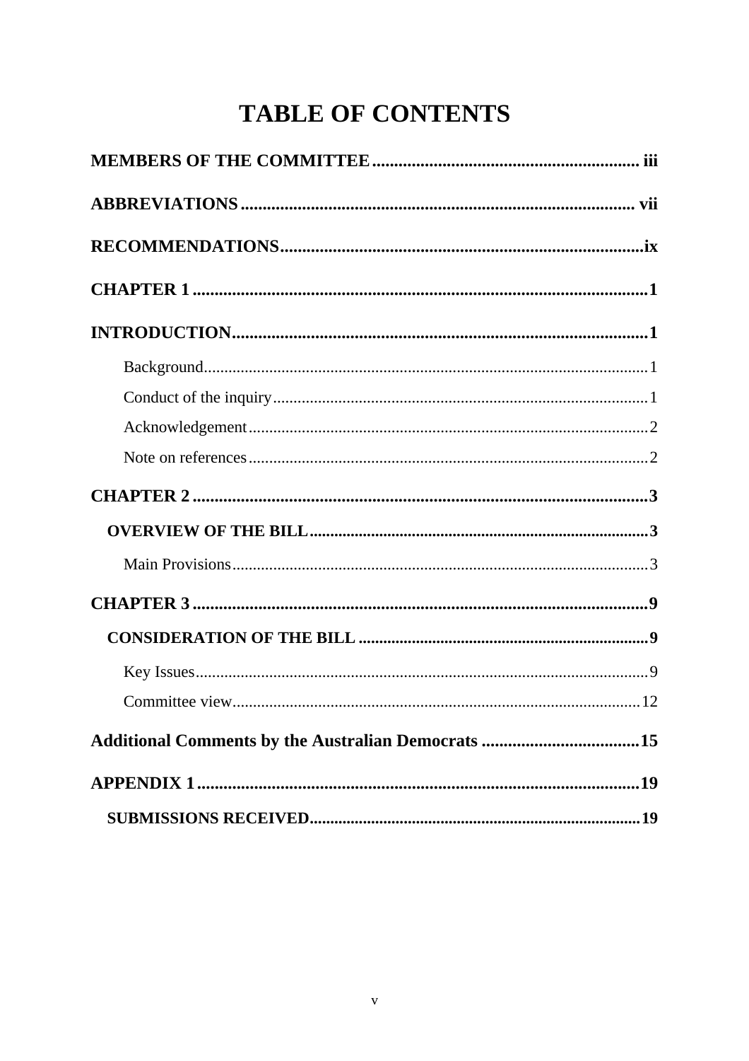# TABLE OF CONTENTS

**MEMBERS OF THE COMMITTEE** .......... iii

**ABBREVIATIONS** .......... vii

**RECOMMENDATIONS** .......... ix

**CHAPTER 1** .......... 1

**INTRODUCTION** .......... 1

- Background .......... 1
- Conduct of the inquiry .......... 1
- Acknowledgement .......... 2
- Note on references .......... 2

**CHAPTER 2** .......... 3

**OVERVIEW OF THE BILL** .......... 3

- Main Provisions .......... 3

**CHAPTER 3** .......... 9

**CONSIDERATION OF THE BILL** .......... 9

- Key Issues .......... 9
- Committee view .......... 12

**Additional Comments by the Australian Democrats** .......... 15

**APPENDIX 1** .......... 19

**SUBMISSIONS RECEIVED** .......... 19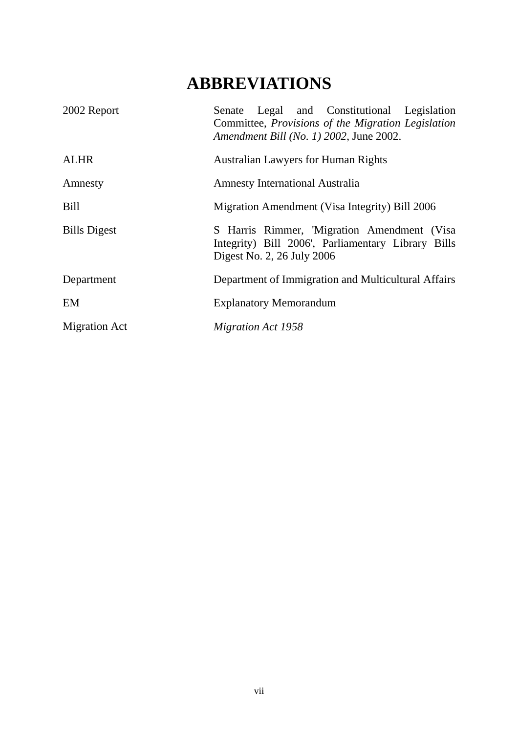# ABBREVIATIONS

| | |
|---|---|
| 2002 Report | Senate Legal and Constitutional Legislation Committee, *Provisions of the Migration Legislation Amendment Bill (No. 1) 2002*, June 2002. |
| ALHR | Australian Lawyers for Human Rights |
| Amnesty | Amnesty International Australia |
| Bill | Migration Amendment (Visa Integrity) Bill 2006 |
| Bills Digest | S Harris Rimmer, 'Migration Amendment (Visa Integrity) Bill 2006', Parliamentary Library Bills Digest No. 2, 26 July 2006 |
| Department | Department of Immigration and Multicultural Affairs |
| EM | Explanatory Memorandum |
| Migration Act | *Migration Act 1958* |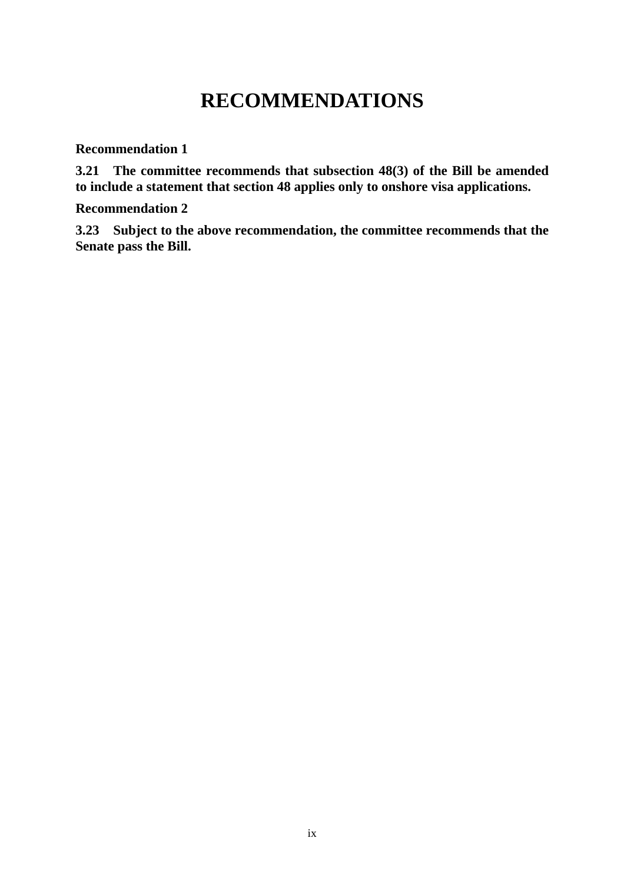# RECOMMENDATIONS

**Recommendation 1**

**3.21 The committee recommends that subsection 48(3) of the Bill be amended to include a statement that section 48 applies only to onshore visa applications.**

**Recommendation 2**

**3.23 Subject to the above recommendation, the committee recommends that the Senate pass the Bill.**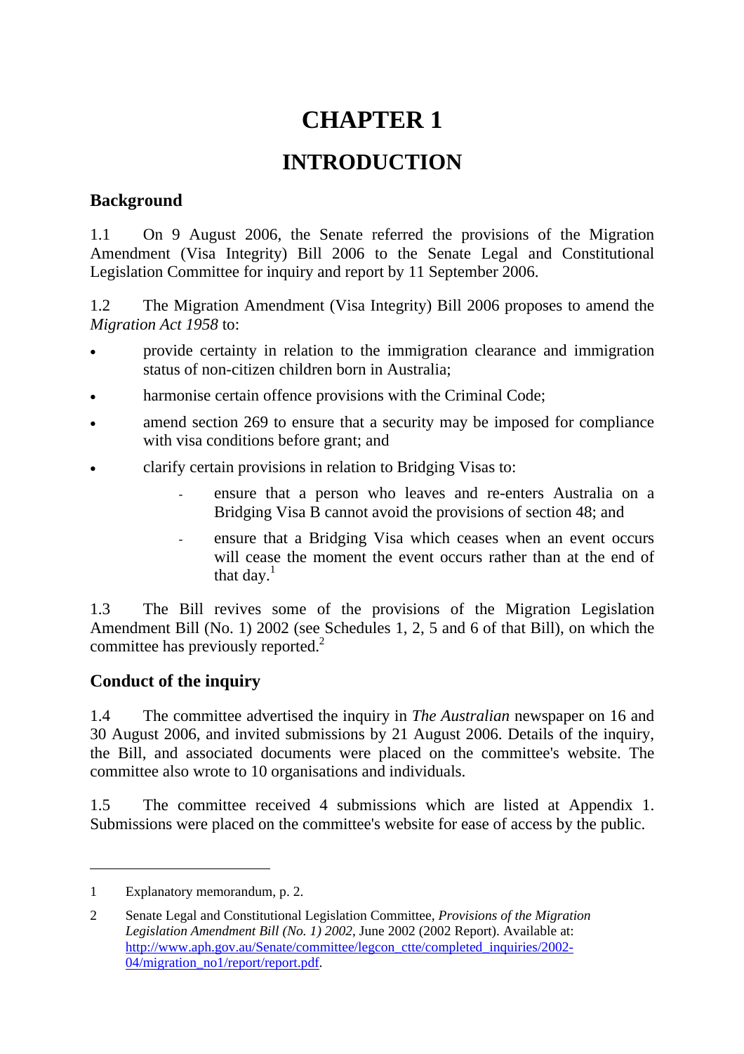# CHAPTER 1

# INTRODUCTION

## Background

1.1 On 9 August 2006, the Senate referred the provisions of the Migration Amendment (Visa Integrity) Bill 2006 to the Senate Legal and Constitutional Legislation Committee for inquiry and report by 11 September 2006.

1.2 The Migration Amendment (Visa Integrity) Bill 2006 proposes to amend the *Migration Act 1958* to:

- provide certainty in relation to the immigration clearance and immigration status of non-citizen children born in Australia;
- harmonise certain offence provisions with the Criminal Code;
- amend section 269 to ensure that a security may be imposed for compliance with visa conditions before grant; and
- clarify certain provisions in relation to Bridging Visas to:
  - ensure that a person who leaves and re-enters Australia on a Bridging Visa B cannot avoid the provisions of section 48; and
  - ensure that a Bridging Visa which ceases when an event occurs will cease the moment the event occurs rather than at the end of that day.[1]

1.3 The Bill revives some of the provisions of the Migration Legislation Amendment Bill (No. 1) 2002 (see Schedules 1, 2, 5 and 6 of that Bill), on which the committee has previously reported.[2]

## Conduct of the inquiry

1.4 The committee advertised the inquiry in *The Australian* newspaper on 16 and 30 August 2006, and invited submissions by 21 August 2006. Details of the inquiry, the Bill, and associated documents were placed on the committee's website. The committee also wrote to 10 organisations and individuals.

1.5 The committee received 4 submissions which are listed at Appendix 1. Submissions were placed on the committee's website for ease of access by the public.

---

1 Explanatory memorandum, p. 2.

2 Senate Legal and Constitutional Legislation Committee, *Provisions of the Migration Legislation Amendment Bill (No. 1) 2002*, June 2002 (2002 Report). Available at: http://www.aph.gov.au/Senate/committee/legcon_ctte/completed_inquiries/2002-04/migration_no1/report/report.pdf.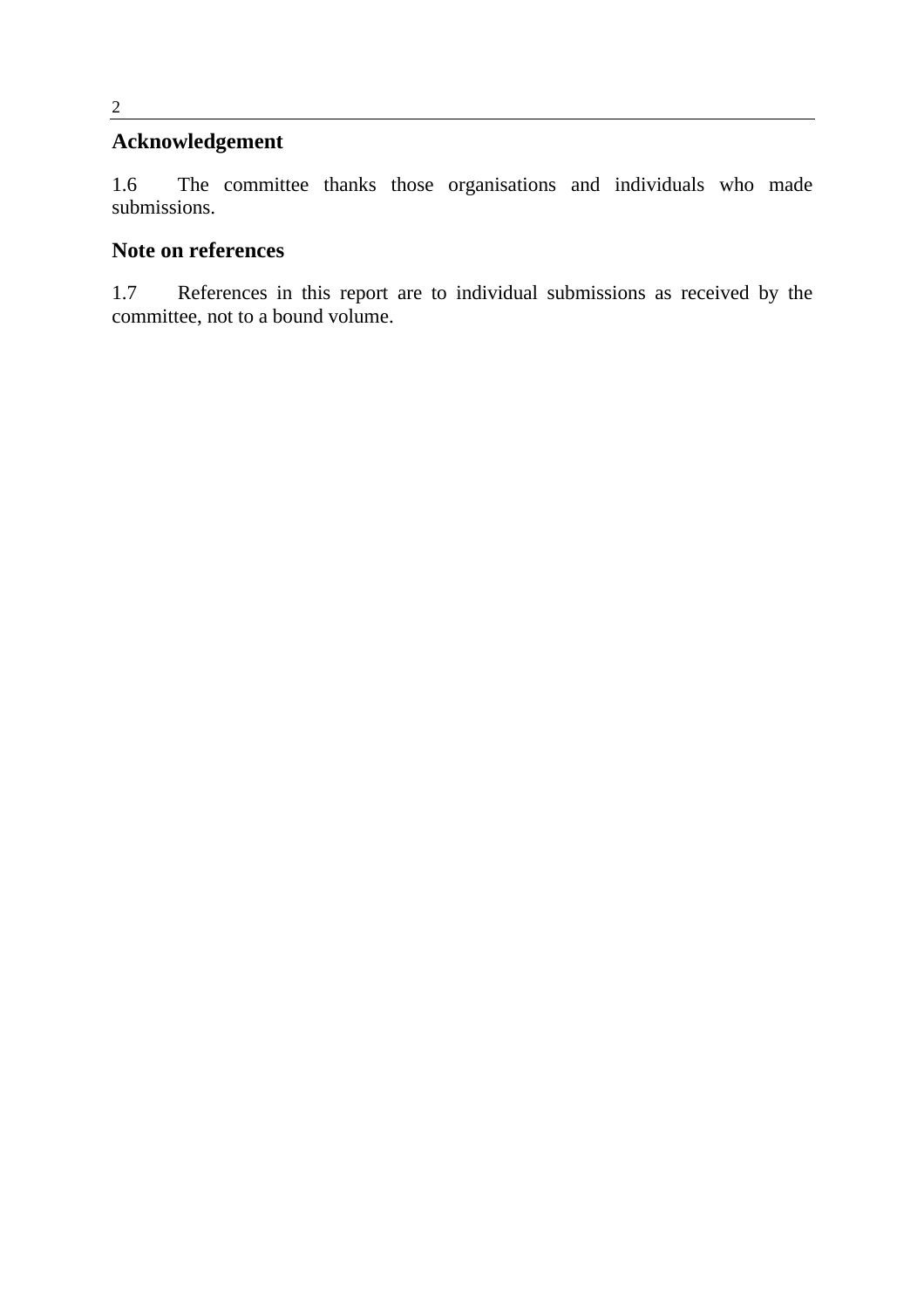## Acknowledgement

1.6 The committee thanks those organisations and individuals who made submissions.

## Note on references

1.7 References in this report are to individual submissions as received by the committee, not to a bound volume.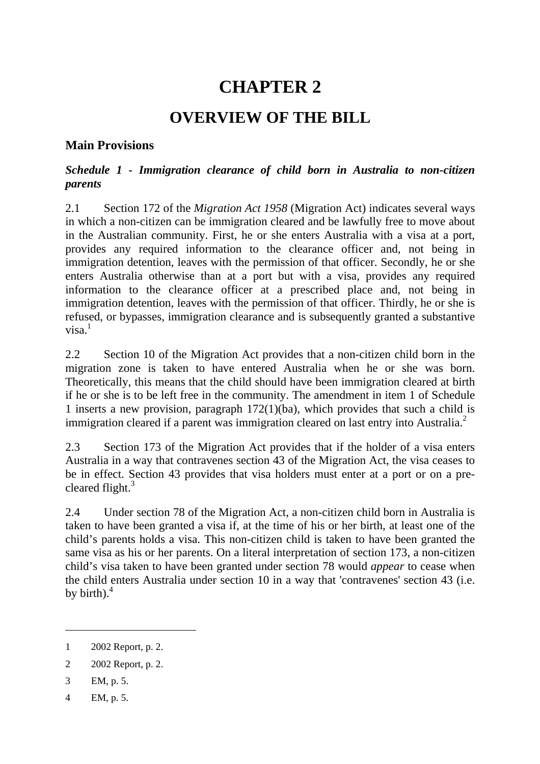# CHAPTER 2

# OVERVIEW OF THE BILL

## Main Provisions

### *Schedule 1 - Immigration clearance of child born in Australia to non-citizen parents*

2.1 Section 172 of the *Migration Act 1958* (Migration Act) indicates several ways in which a non-citizen can be immigration cleared and be lawfully free to move about in the Australian community. First, he or she enters Australia with a visa at a port, provides any required information to the clearance officer and, not being in immigration detention, leaves with the permission of that officer. Secondly, he or she enters Australia otherwise than at a port but with a visa, provides any required information to the clearance officer at a prescribed place and, not being in immigration detention, leaves with the permission of that officer. Thirdly, he or she is refused, or bypasses, immigration clearance and is subsequently granted a substantive visa.[1]

2.2 Section 10 of the Migration Act provides that a non-citizen child born in the migration zone is taken to have entered Australia when he or she was born. Theoretically, this means that the child should have been immigration cleared at birth if he or she is to be left free in the community. The amendment in item 1 of Schedule 1 inserts a new provision, paragraph 172(1)(ba), which provides that such a child is immigration cleared if a parent was immigration cleared on last entry into Australia.[2]

2.3 Section 173 of the Migration Act provides that if the holder of a visa enters Australia in a way that contravenes section 43 of the Migration Act, the visa ceases to be in effect. Section 43 provides that visa holders must enter at a port or on a pre-cleared flight.[3]

2.4 Under section 78 of the Migration Act, a non-citizen child born in Australia is taken to have been granted a visa if, at the time of his or her birth, at least one of the child's parents holds a visa. This non-citizen child is taken to have been granted the same visa as his or her parents. On a literal interpretation of section 173, a non-citizen child's visa taken to have been granted under section 78 would *appear* to cease when the child enters Australia under section 10 in a way that 'contravenes' section 43 (i.e. by birth).[4]

---

1 2002 Report, p. 2.

2 2002 Report, p. 2.

3 EM, p. 5.

4 EM, p. 5.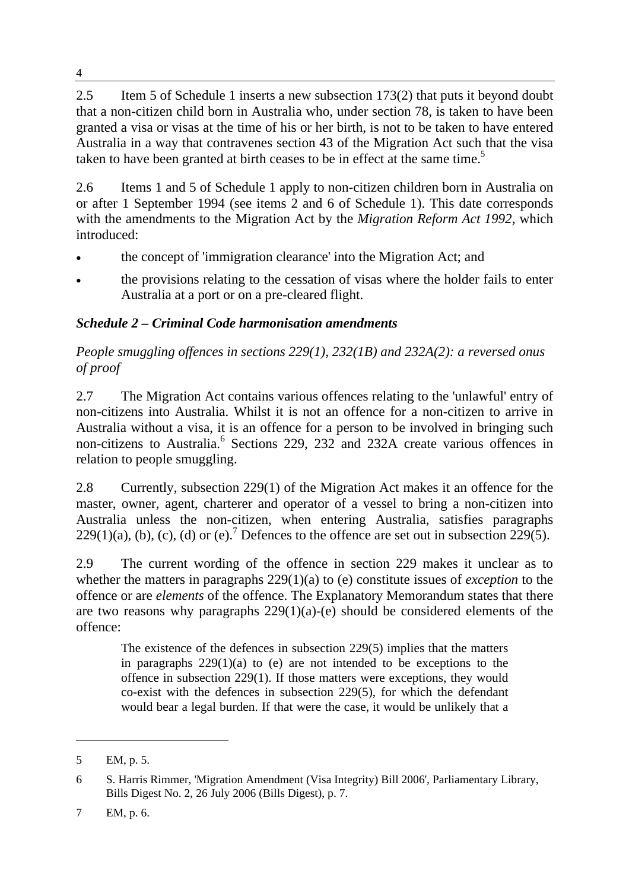2.5 Item 5 of Schedule 1 inserts a new subsection 173(2) that puts it beyond doubt that a non-citizen child born in Australia who, under section 78, is taken to have been granted a visa or visas at the time of his or her birth, is not to be taken to have entered Australia in a way that contravenes section 43 of the Migration Act such that the visa taken to have been granted at birth ceases to be in effect at the same time.[5]

2.6 Items 1 and 5 of Schedule 1 apply to non-citizen children born in Australia on or after 1 September 1994 (see items 2 and 6 of Schedule 1). This date corresponds with the amendments to the Migration Act by the *Migration Reform Act 1992*, which introduced:

- the concept of 'immigration clearance' into the Migration Act; and
- the provisions relating to the cessation of visas where the holder fails to enter Australia at a port or on a pre-cleared flight.

### *Schedule 2 – Criminal Code harmonisation amendments*

*People smuggling offences in sections 229(1), 232(1B) and 232A(2): a reversed onus of proof*

2.7 The Migration Act contains various offences relating to the 'unlawful' entry of non-citizens into Australia. Whilst it is not an offence for a non-citizen to arrive in Australia without a visa, it is an offence for a person to be involved in bringing such non-citizens to Australia.[6] Sections 229, 232 and 232A create various offences in relation to people smuggling.

2.8 Currently, subsection 229(1) of the Migration Act makes it an offence for the master, owner, agent, charterer and operator of a vessel to bring a non-citizen into Australia unless the non-citizen, when entering Australia, satisfies paragraphs 229(1)(a), (b), (c), (d) or (e).[7] Defences to the offence are set out in subsection 229(5).

2.9 The current wording of the offence in section 229 makes it unclear as to whether the matters in paragraphs 229(1)(a) to (e) constitute issues of *exception* to the offence or are *elements* of the offence. The Explanatory Memorandum states that there are two reasons why paragraphs 229(1)(a)-(e) should be considered elements of the offence:

> The existence of the defences in subsection 229(5) implies that the matters in paragraphs 229(1)(a) to (e) are not intended to be exceptions to the offence in subsection 229(1). If those matters were exceptions, they would co-exist with the defences in subsection 229(5), for which the defendant would bear a legal burden. If that were the case, it would be unlikely that a

---

5 EM, p. 5.

6 S. Harris Rimmer, 'Migration Amendment (Visa Integrity) Bill 2006', Parliamentary Library, Bills Digest No. 2, 26 July 2006 (Bills Digest), p. 7.

7 EM, p. 6.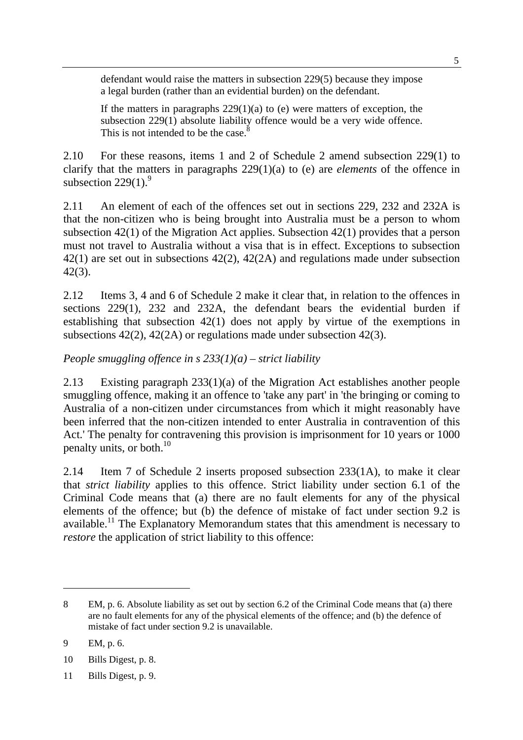> defendant would raise the matters in subsection 229(5) because they impose a legal burden (rather than an evidential burden) on the defendant.
>
> If the matters in paragraphs 229(1)(a) to (e) were matters of exception, the subsection 229(1) absolute liability offence would be a very wide offence. This is not intended to be the case.[8]

2.10 For these reasons, items 1 and 2 of Schedule 2 amend subsection 229(1) to clarify that the matters in paragraphs 229(1)(a) to (e) are *elements* of the offence in subsection 229(1).[9]

2.11 An element of each of the offences set out in sections 229, 232 and 232A is that the non-citizen who is being brought into Australia must be a person to whom subsection 42(1) of the Migration Act applies. Subsection 42(1) provides that a person must not travel to Australia without a visa that is in effect. Exceptions to subsection 42(1) are set out in subsections 42(2), 42(2A) and regulations made under subsection 42(3).

2.12 Items 3, 4 and 6 of Schedule 2 make it clear that, in relation to the offences in sections 229(1), 232 and 232A, the defendant bears the evidential burden if establishing that subsection 42(1) does not apply by virtue of the exemptions in subsections 42(2), 42(2A) or regulations made under subsection 42(3).

*People smuggling offence in s 233(1)(a) – strict liability*

2.13 Existing paragraph 233(1)(a) of the Migration Act establishes another people smuggling offence, making it an offence to 'take any part' in 'the bringing or coming to Australia of a non-citizen under circumstances from which it might reasonably have been inferred that the non-citizen intended to enter Australia in contravention of this Act.' The penalty for contravening this provision is imprisonment for 10 years or 1000 penalty units, or both.[10]

2.14 Item 7 of Schedule 2 inserts proposed subsection 233(1A), to make it clear that *strict liability* applies to this offence. Strict liability under section 6.1 of the Criminal Code means that (a) there are no fault elements for any of the physical elements of the offence; but (b) the defence of mistake of fact under section 9.2 is available.[11] The Explanatory Memorandum states that this amendment is necessary to *restore* the application of strict liability to this offence:

---

8 EM, p. 6. Absolute liability as set out by section 6.2 of the Criminal Code means that (a) there are no fault elements for any of the physical elements of the offence; and (b) the defence of mistake of fact under section 9.2 is unavailable.

9 EM, p. 6.

10 Bills Digest, p. 8.

11 Bills Digest, p. 9.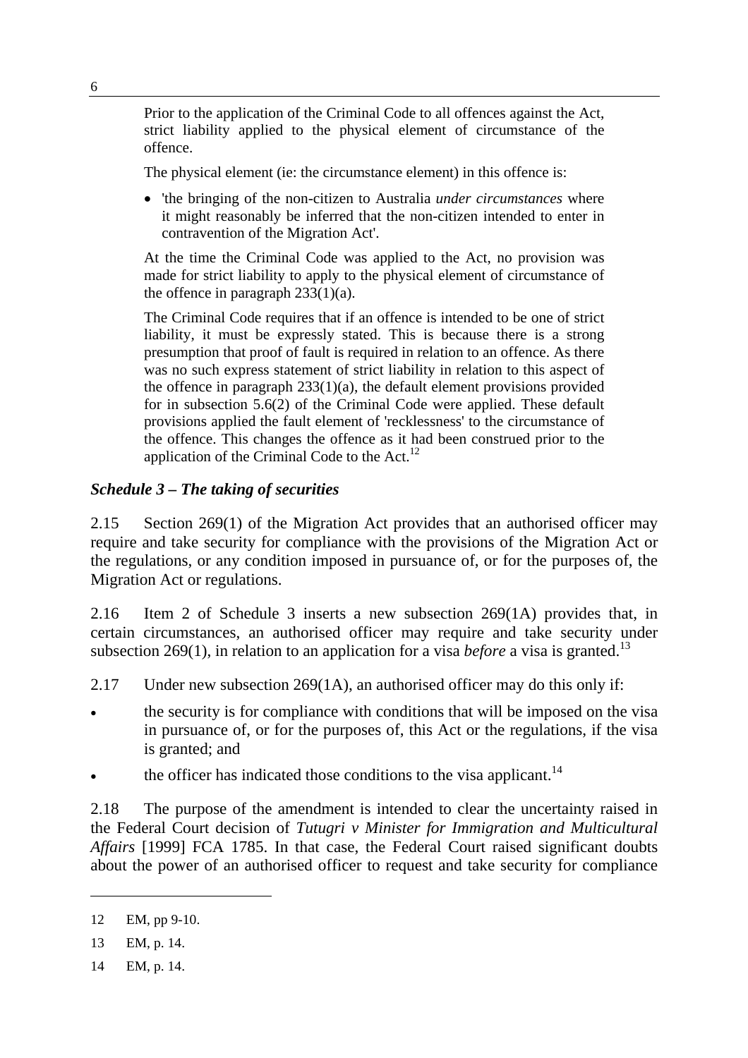> Prior to the application of the Criminal Code to all offences against the Act, strict liability applied to the physical element of circumstance of the offence.
>
> The physical element (ie: the circumstance element) in this offence is:
>
> - 'the bringing of the non-citizen to Australia *under circumstances* where it might reasonably be inferred that the non-citizen intended to enter in contravention of the Migration Act'.
>
> At the time the Criminal Code was applied to the Act, no provision was made for strict liability to apply to the physical element of circumstance of the offence in paragraph 233(1)(a).
>
> The Criminal Code requires that if an offence is intended to be one of strict liability, it must be expressly stated. This is because there is a strong presumption that proof of fault is required in relation to an offence. As there was no such express statement of strict liability in relation to this aspect of the offence in paragraph 233(1)(a), the default element provisions provided for in subsection 5.6(2) of the Criminal Code were applied. These default provisions applied the fault element of 'recklessness' to the circumstance of the offence. This changes the offence as it had been construed prior to the application of the Criminal Code to the Act.[12]

### *Schedule 3 – The taking of securities*

2.15 Section 269(1) of the Migration Act provides that an authorised officer may require and take security for compliance with the provisions of the Migration Act or the regulations, or any condition imposed in pursuance of, or for the purposes of, the Migration Act or regulations.

2.16 Item 2 of Schedule 3 inserts a new subsection 269(1A) provides that, in certain circumstances, an authorised officer may require and take security under subsection 269(1), in relation to an application for a visa *before* a visa is granted.[13]

2.17 Under new subsection 269(1A), an authorised officer may do this only if:

- the security is for compliance with conditions that will be imposed on the visa in pursuance of, or for the purposes of, this Act or the regulations, if the visa is granted; and
- the officer has indicated those conditions to the visa applicant.[14]

2.18 The purpose of the amendment is intended to clear the uncertainty raised in the Federal Court decision of *Tutugri v Minister for Immigration and Multicultural Affairs* [1999] FCA 1785. In that case, the Federal Court raised significant doubts about the power of an authorised officer to request and take security for compliance

---

12 EM, pp 9-10.

13 EM, p. 14.

14 EM, p. 14.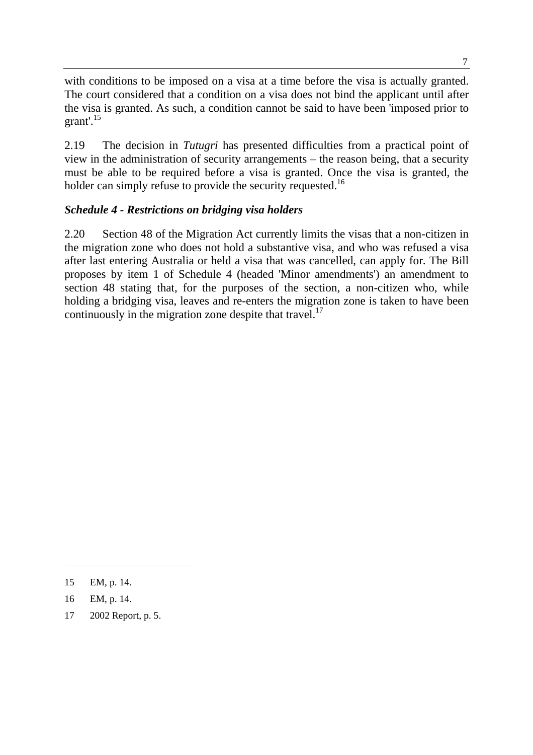with conditions to be imposed on a visa at a time before the visa is actually granted. The court considered that a condition on a visa does not bind the applicant until after the visa is granted. As such, a condition cannot be said to have been 'imposed prior to grant'.[15]

2.19 The decision in *Tutugri* has presented difficulties from a practical point of view in the administration of security arrangements – the reason being, that a security must be able to be required before a visa is granted. Once the visa is granted, the holder can simply refuse to provide the security requested.[16]

### *Schedule 4 - Restrictions on bridging visa holders*

2.20 Section 48 of the Migration Act currently limits the visas that a non-citizen in the migration zone who does not hold a substantive visa, and who was refused a visa after last entering Australia or held a visa that was cancelled, can apply for. The Bill proposes by item 1 of Schedule 4 (headed 'Minor amendments') an amendment to section 48 stating that, for the purposes of the section, a non-citizen who, while holding a bridging visa, leaves and re-enters the migration zone is taken to have been continuously in the migration zone despite that travel.[17]

---

15 EM, p. 14.

16 EM, p. 14.

17 2002 Report, p. 5.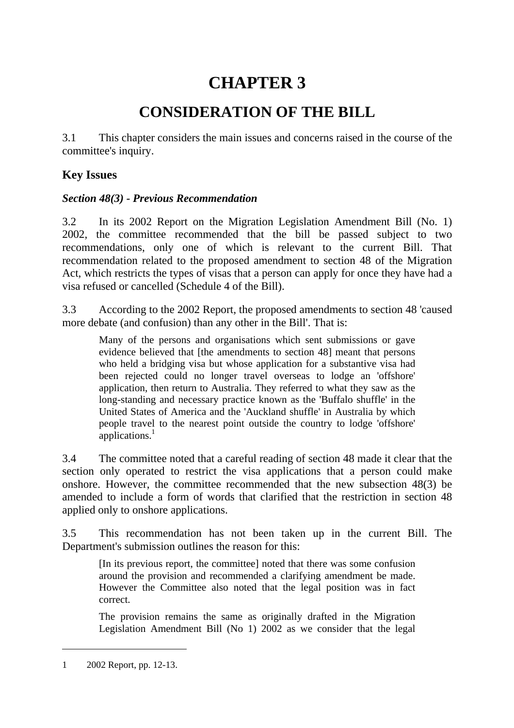# CHAPTER 3

## CONSIDERATION OF THE BILL

3.1 This chapter considers the main issues and concerns raised in the course of the committee's inquiry.

### Key Issues

#### *Section 48(3) - Previous Recommendation*

3.2 In its 2002 Report on the Migration Legislation Amendment Bill (No. 1) 2002, the committee recommended that the bill be passed subject to two recommendations, only one of which is relevant to the current Bill. That recommendation related to the proposed amendment to section 48 of the Migration Act, which restricts the types of visas that a person can apply for once they have had a visa refused or cancelled (Schedule 4 of the Bill).

3.3 According to the 2002 Report, the proposed amendments to section 48 'caused more debate (and confusion) than any other in the Bill'. That is:

> Many of the persons and organisations which sent submissions or gave evidence believed that [the amendments to section 48] meant that persons who held a bridging visa but whose application for a substantive visa had been rejected could no longer travel overseas to lodge an 'offshore' application, then return to Australia. They referred to what they saw as the long-standing and necessary practice known as the 'Buffalo shuffle' in the United States of America and the 'Auckland shuffle' in Australia by which people travel to the nearest point outside the country to lodge 'offshore' applications.[1]

3.4 The committee noted that a careful reading of section 48 made it clear that the section only operated to restrict the visa applications that a person could make onshore. However, the committee recommended that the new subsection 48(3) be amended to include a form of words that clarified that the restriction in section 48 applied only to onshore applications.

3.5 This recommendation has not been taken up in the current Bill. The Department's submission outlines the reason for this:

> [In its previous report, the committee] noted that there was some confusion around the provision and recommended a clarifying amendment be made. However the Committee also noted that the legal position was in fact correct.
>
> The provision remains the same as originally drafted in the Migration Legislation Amendment Bill (No 1) 2002 as we consider that the legal

---

1 2002 Report, pp. 12-13.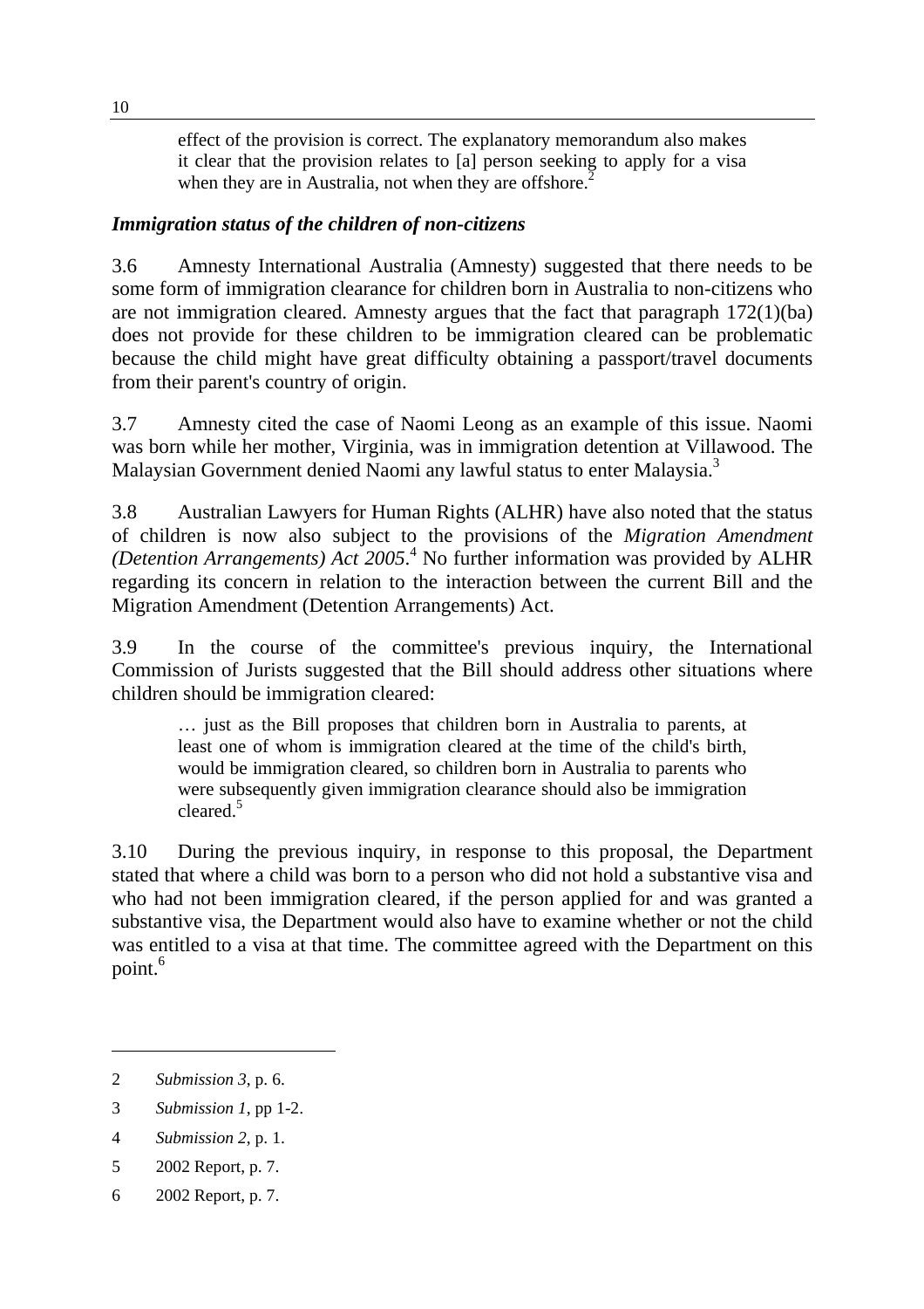> effect of the provision is correct. The explanatory memorandum also makes it clear that the provision relates to [a] person seeking to apply for a visa when they are in Australia, not when they are offshore.[2]

### *Immigration status of the children of non-citizens*

3.6 Amnesty International Australia (Amnesty) suggested that there needs to be some form of immigration clearance for children born in Australia to non-citizens who are not immigration cleared. Amnesty argues that the fact that paragraph 172(1)(ba) does not provide for these children to be immigration cleared can be problematic because the child might have great difficulty obtaining a passport/travel documents from their parent's country of origin.

3.7 Amnesty cited the case of Naomi Leong as an example of this issue. Naomi was born while her mother, Virginia, was in immigration detention at Villawood. The Malaysian Government denied Naomi any lawful status to enter Malaysia.[3]

3.8 Australian Lawyers for Human Rights (ALHR) have also noted that the status of children is now also subject to the provisions of the *Migration Amendment (Detention Arrangements) Act 2005*.[4] No further information was provided by ALHR regarding its concern in relation to the interaction between the current Bill and the Migration Amendment (Detention Arrangements) Act.

3.9 In the course of the committee's previous inquiry, the International Commission of Jurists suggested that the Bill should address other situations where children should be immigration cleared:

> … just as the Bill proposes that children born in Australia to parents, at least one of whom is immigration cleared at the time of the child's birth, would be immigration cleared, so children born in Australia to parents who were subsequently given immigration clearance should also be immigration cleared.[5]

3.10 During the previous inquiry, in response to this proposal, the Department stated that where a child was born to a person who did not hold a substantive visa and who had not been immigration cleared, if the person applied for and was granted a substantive visa, the Department would also have to examine whether or not the child was entitled to a visa at that time. The committee agreed with the Department on this point.[6]

---

2 *Submission 3*, p. 6.

3 *Submission 1*, pp 1-2.

4 *Submission 2*, p. 1.

5 2002 Report, p. 7.

6 2002 Report, p. 7.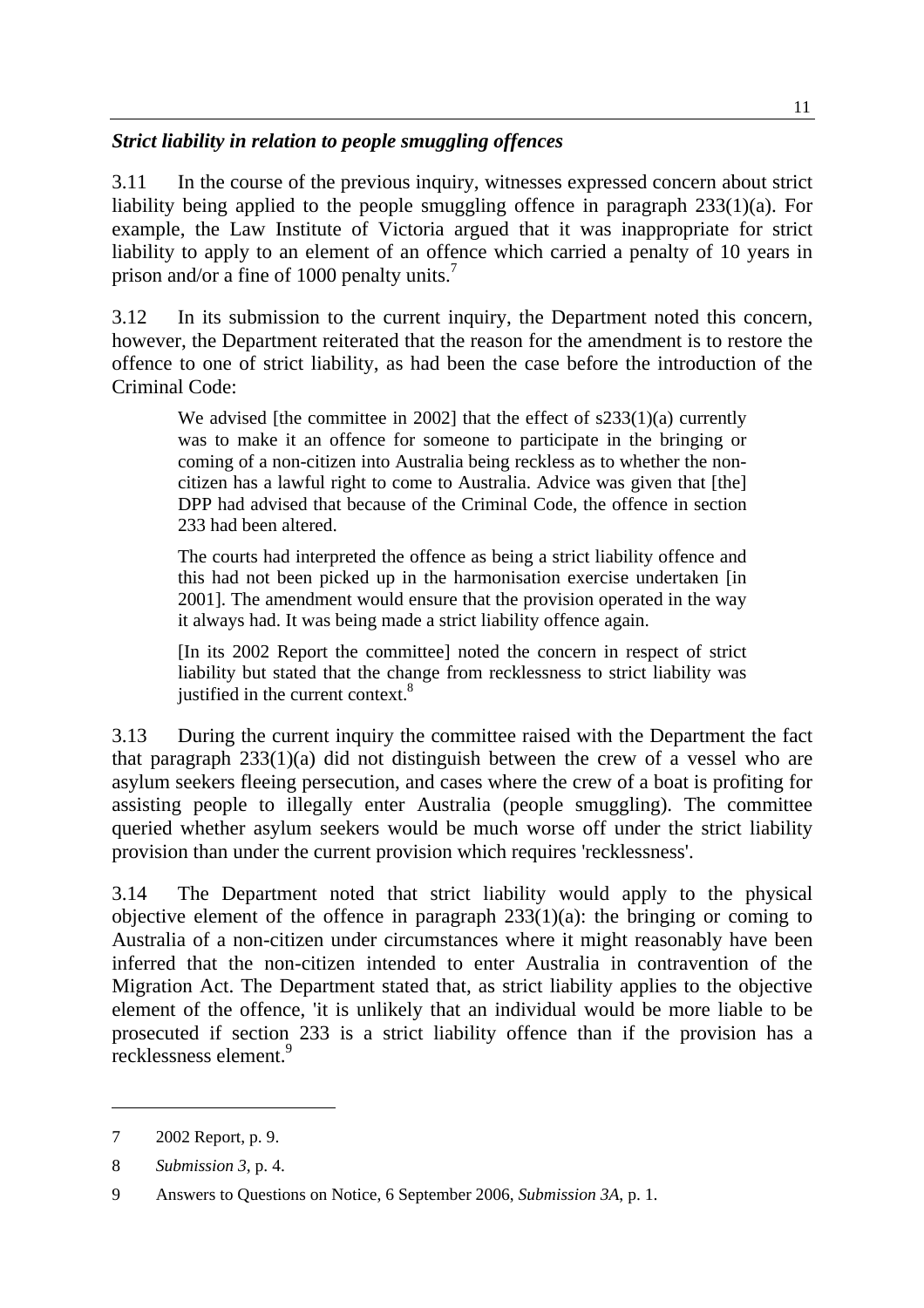### *Strict liability in relation to people smuggling offences*

3.11 In the course of the previous inquiry, witnesses expressed concern about strict liability being applied to the people smuggling offence in paragraph 233(1)(a). For example, the Law Institute of Victoria argued that it was inappropriate for strict liability to apply to an element of an offence which carried a penalty of 10 years in prison and/or a fine of 1000 penalty units.[7]

3.12 In its submission to the current inquiry, the Department noted this concern, however, the Department reiterated that the reason for the amendment is to restore the offence to one of strict liability, as had been the case before the introduction of the Criminal Code:

> We advised [the committee in 2002] that the effect of s233(1)(a) currently was to make it an offence for someone to participate in the bringing or coming of a non-citizen into Australia being reckless as to whether the non-citizen has a lawful right to come to Australia. Advice was given that [the] DPP had advised that because of the Criminal Code, the offence in section 233 had been altered.
>
> The courts had interpreted the offence as being a strict liability offence and this had not been picked up in the harmonisation exercise undertaken [in 2001]. The amendment would ensure that the provision operated in the way it always had. It was being made a strict liability offence again.
>
> [In its 2002 Report the committee] noted the concern in respect of strict liability but stated that the change from recklessness to strict liability was justified in the current context.[8]

3.13 During the current inquiry the committee raised with the Department the fact that paragraph 233(1)(a) did not distinguish between the crew of a vessel who are asylum seekers fleeing persecution, and cases where the crew of a boat is profiting for assisting people to illegally enter Australia (people smuggling). The committee queried whether asylum seekers would be much worse off under the strict liability provision than under the current provision which requires 'recklessness'.

3.14 The Department noted that strict liability would apply to the physical objective element of the offence in paragraph 233(1)(a): the bringing or coming to Australia of a non-citizen under circumstances where it might reasonably have been inferred that the non-citizen intended to enter Australia in contravention of the Migration Act. The Department stated that, as strict liability applies to the objective element of the offence, 'it is unlikely that an individual would be more liable to be prosecuted if section 233 is a strict liability offence than if the provision has a recklessness element.[9]

---

7 2002 Report, p. 9.

8 *Submission 3*, p. 4.

9 Answers to Questions on Notice, 6 September 2006, *Submission 3A*, p. 1.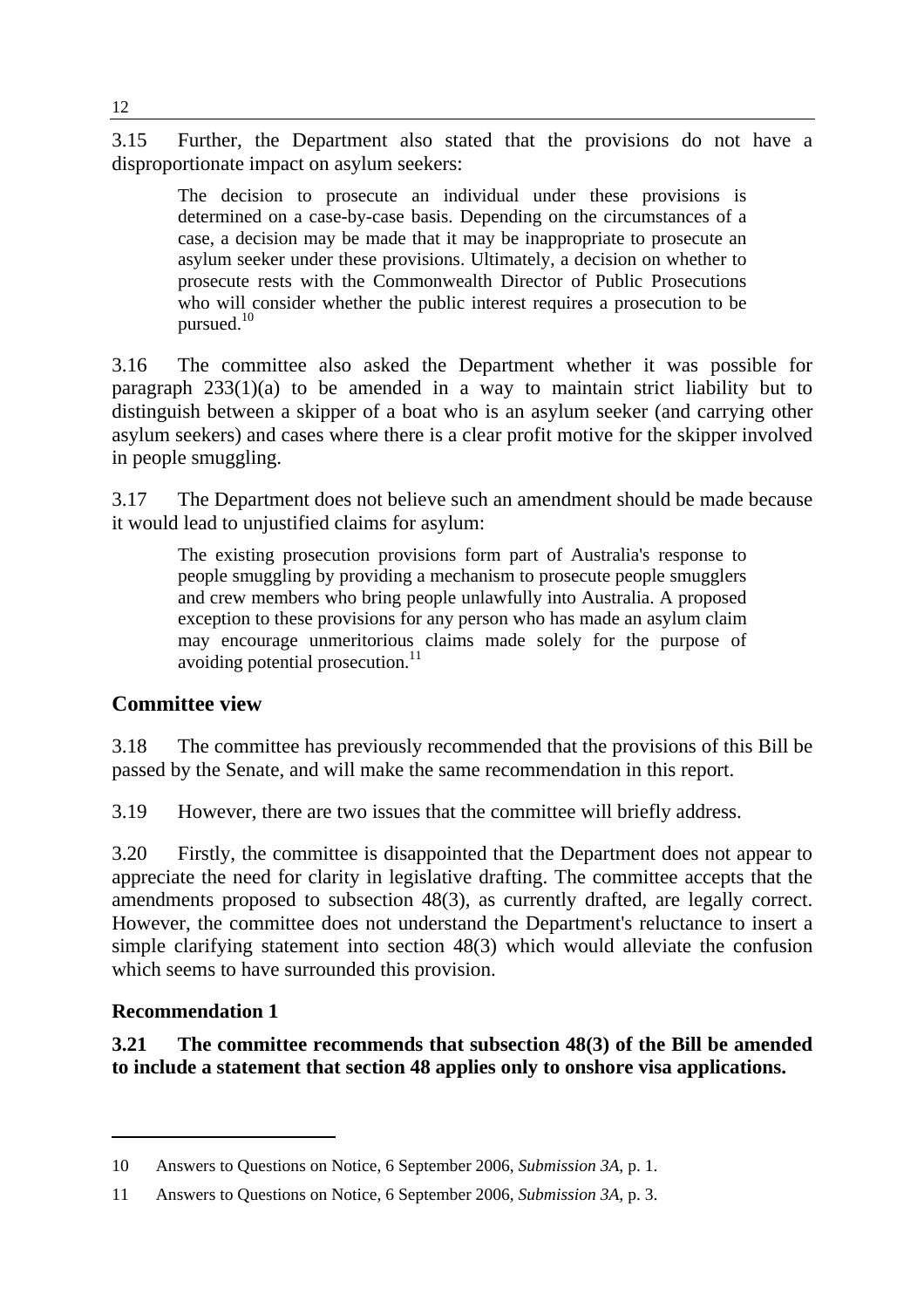3.15 Further, the Department also stated that the provisions do not have a disproportionate impact on asylum seekers:

> The decision to prosecute an individual under these provisions is determined on a case-by-case basis. Depending on the circumstances of a case, a decision may be made that it may be inappropriate to prosecute an asylum seeker under these provisions. Ultimately, a decision on whether to prosecute rests with the Commonwealth Director of Public Prosecutions who will consider whether the public interest requires a prosecution to be pursued.[10]

3.16 The committee also asked the Department whether it was possible for paragraph 233(1)(a) to be amended in a way to maintain strict liability but to distinguish between a skipper of a boat who is an asylum seeker (and carrying other asylum seekers) and cases where there is a clear profit motive for the skipper involved in people smuggling.

3.17 The Department does not believe such an amendment should be made because it would lead to unjustified claims for asylum:

> The existing prosecution provisions form part of Australia's response to people smuggling by providing a mechanism to prosecute people smugglers and crew members who bring people unlawfully into Australia. A proposed exception to these provisions for any person who has made an asylum claim may encourage unmeritorious claims made solely for the purpose of avoiding potential prosecution.[11]

## Committee view

3.18 The committee has previously recommended that the provisions of this Bill be passed by the Senate, and will make the same recommendation in this report.

3.19 However, there are two issues that the committee will briefly address.

3.20 Firstly, the committee is disappointed that the Department does not appear to appreciate the need for clarity in legislative drafting. The committee accepts that the amendments proposed to subsection 48(3), as currently drafted, are legally correct. However, the committee does not understand the Department's reluctance to insert a simple clarifying statement into section 48(3) which would alleviate the confusion which seems to have surrounded this provision.

### Recommendation 1

**3.21 The committee recommends that subsection 48(3) of the Bill be amended to include a statement that section 48 applies only to onshore visa applications.**

---

10 Answers to Questions on Notice, 6 September 2006, *Submission 3A*, p. 1.

11 Answers to Questions on Notice, 6 September 2006, *Submission 3A*, p. 3.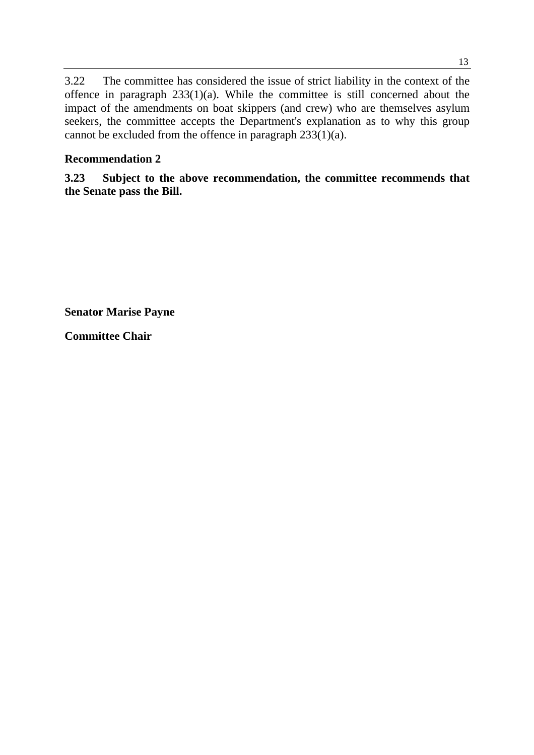3.22 The committee has considered the issue of strict liability in the context of the offence in paragraph 233(1)(a). While the committee is still concerned about the impact of the amendments on boat skippers (and crew) who are themselves asylum seekers, the committee accepts the Department's explanation as to why this group cannot be excluded from the offence in paragraph 233(1)(a).

**Recommendation 2**

**3.23 Subject to the above recommendation, the committee recommends that the Senate pass the Bill.**

**Senator Marise Payne**

**Committee Chair**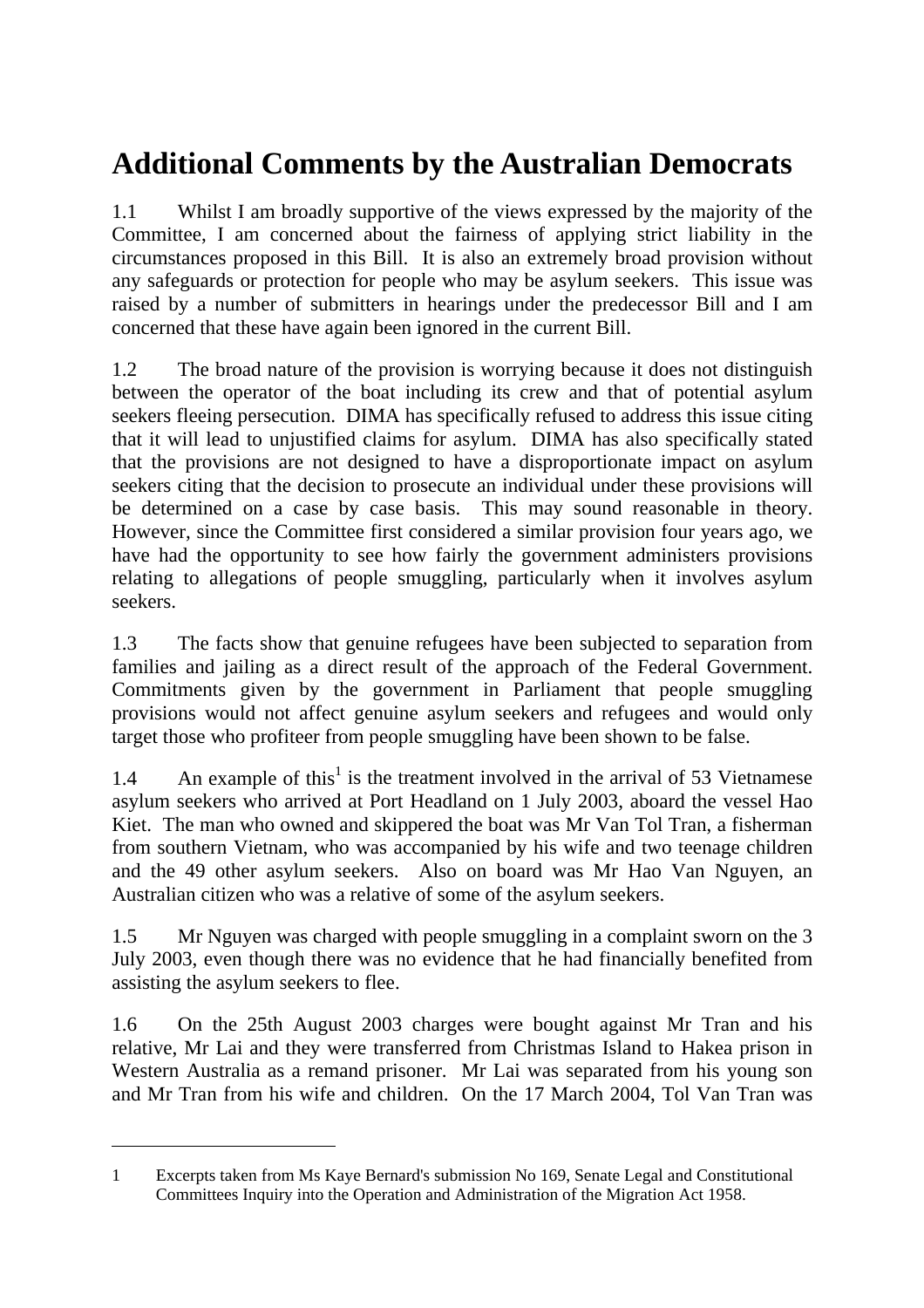# Additional Comments by the Australian Democrats

1.1 Whilst I am broadly supportive of the views expressed by the majority of the Committee, I am concerned about the fairness of applying strict liability in the circumstances proposed in this Bill. It is also an extremely broad provision without any safeguards or protection for people who may be asylum seekers. This issue was raised by a number of submitters in hearings under the predecessor Bill and I am concerned that these have again been ignored in the current Bill.

1.2 The broad nature of the provision is worrying because it does not distinguish between the operator of the boat including its crew and that of potential asylum seekers fleeing persecution. DIMA has specifically refused to address this issue citing that it will lead to unjustified claims for asylum. DIMA has also specifically stated that the provisions are not designed to have a disproportionate impact on asylum seekers citing that the decision to prosecute an individual under these provisions will be determined on a case by case basis. This may sound reasonable in theory. However, since the Committee first considered a similar provision four years ago, we have had the opportunity to see how fairly the government administers provisions relating to allegations of people smuggling, particularly when it involves asylum seekers.

1.3 The facts show that genuine refugees have been subjected to separation from families and jailing as a direct result of the approach of the Federal Government. Commitments given by the government in Parliament that people smuggling provisions would not affect genuine asylum seekers and refugees and would only target those who profiteer from people smuggling have been shown to be false.

1.4 An example of this[1] is the treatment involved in the arrival of 53 Vietnamese asylum seekers who arrived at Port Headland on 1 July 2003, aboard the vessel Hao Kiet. The man who owned and skippered the boat was Mr Van Tol Tran, a fisherman from southern Vietnam, who was accompanied by his wife and two teenage children and the 49 other asylum seekers. Also on board was Mr Hao Van Nguyen, an Australian citizen who was a relative of some of the asylum seekers.

1.5 Mr Nguyen was charged with people smuggling in a complaint sworn on the 3 July 2003, even though there was no evidence that he had financially benefited from assisting the asylum seekers to flee.

1.6 On the 25th August 2003 charges were bought against Mr Tran and his relative, Mr Lai and they were transferred from Christmas Island to Hakea prison in Western Australia as a remand prisoner. Mr Lai was separated from his young son and Mr Tran from his wife and children. On the 17 March 2004, Tol Van Tran was

---

1 Excerpts taken from Ms Kaye Bernard's submission No 169, Senate Legal and Constitutional Committees Inquiry into the Operation and Administration of the Migration Act 1958.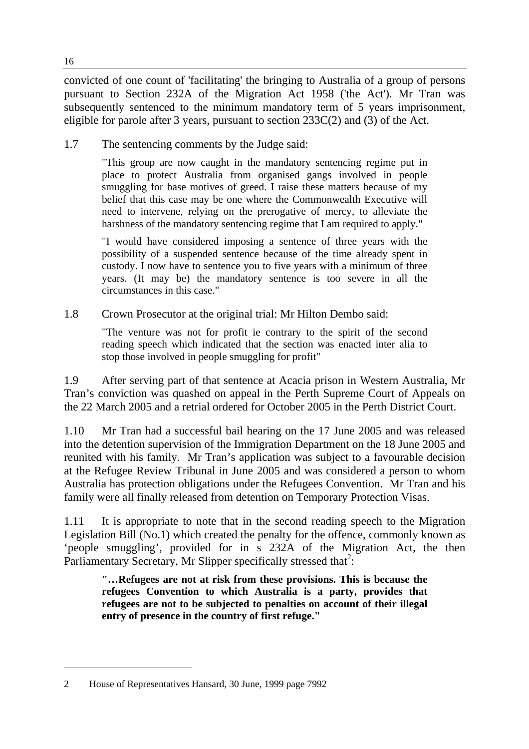convicted of one count of 'facilitating' the bringing to Australia of a group of persons pursuant to Section 232A of the Migration Act 1958 ('the Act'). Mr Tran was subsequently sentenced to the minimum mandatory term of 5 years imprisonment, eligible for parole after 3 years, pursuant to section 233C(2) and (3) of the Act.

1.7 The sentencing comments by the Judge said:

> "This group are now caught in the mandatory sentencing regime put in place to protect Australia from organised gangs involved in people smuggling for base motives of greed. I raise these matters because of my belief that this case may be one where the Commonwealth Executive will need to intervene, relying on the prerogative of mercy, to alleviate the harshness of the mandatory sentencing regime that I am required to apply."
>
> "I would have considered imposing a sentence of three years with the possibility of a suspended sentence because of the time already spent in custody. I now have to sentence you to five years with a minimum of three years. (It may be) the mandatory sentence is too severe in all the circumstances in this case."

1.8 Crown Prosecutor at the original trial: Mr Hilton Dembo said:

> "The venture was not for profit ie contrary to the spirit of the second reading speech which indicated that the section was enacted inter alia to stop those involved in people smuggling for profit"

1.9 After serving part of that sentence at Acacia prison in Western Australia, Mr Tran's conviction was quashed on appeal in the Perth Supreme Court of Appeals on the 22 March 2005 and a retrial ordered for October 2005 in the Perth District Court.

1.10 Mr Tran had a successful bail hearing on the 17 June 2005 and was released into the detention supervision of the Immigration Department on the 18 June 2005 and reunited with his family. Mr Tran's application was subject to a favourable decision at the Refugee Review Tribunal in June 2005 and was considered a person to whom Australia has protection obligations under the Refugees Convention. Mr Tran and his family were all finally released from detention on Temporary Protection Visas.

1.11 It is appropriate to note that in the second reading speech to the Migration Legislation Bill (No.1) which created the penalty for the offence, commonly known as 'people smuggling', provided for in s 232A of the Migration Act, the then Parliamentary Secretary, Mr Slipper specifically stressed that[2]:

> **"…Refugees are not at risk from these provisions. This is because the refugees Convention to which Australia is a party, provides that refugees are not to be subjected to penalties on account of their illegal entry of presence in the country of first refuge."**

---

2 House of Representatives Hansard, 30 June, 1999 page 7992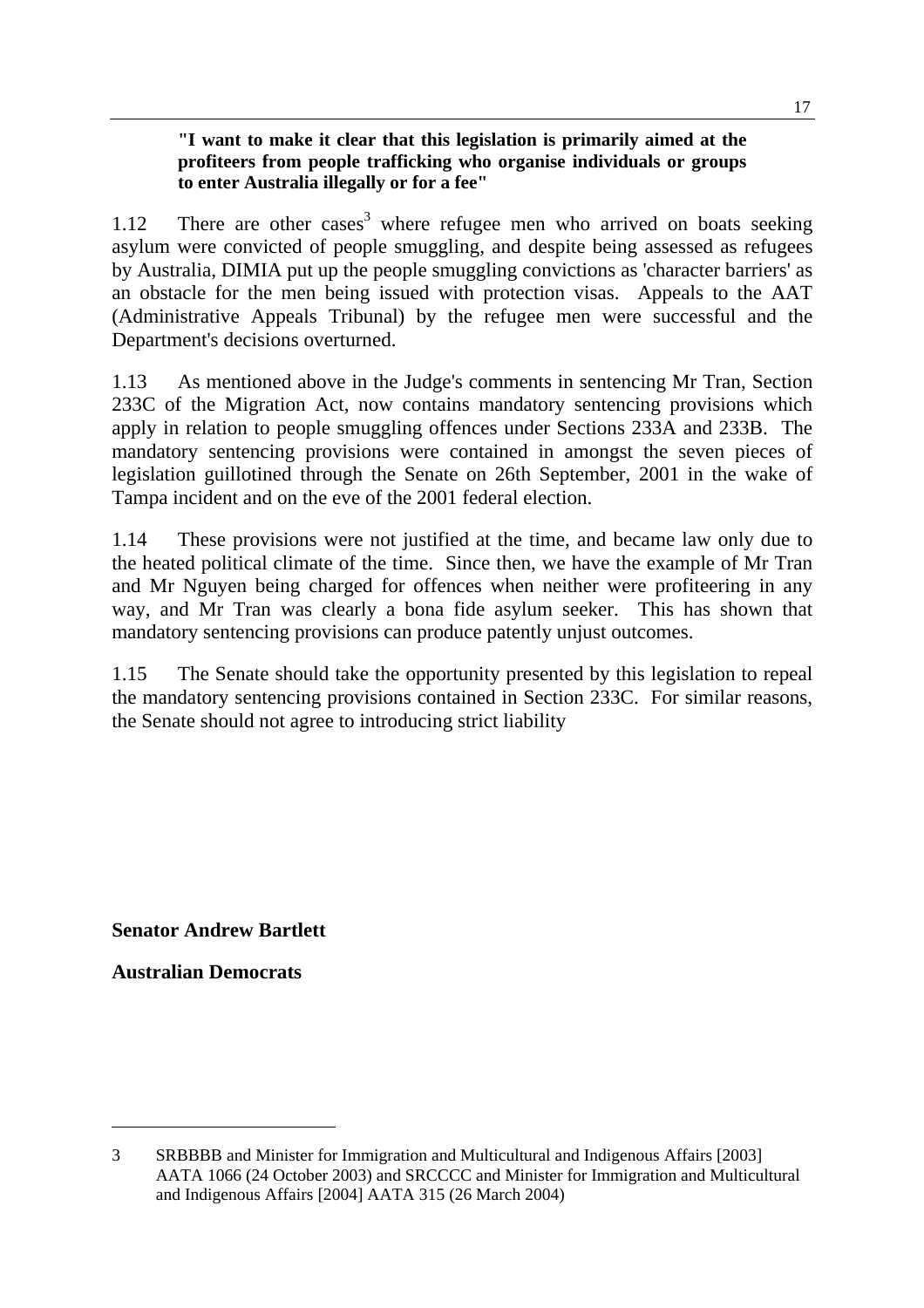**"I want to make it clear that this legislation is primarily aimed at the profiteers from people trafficking who organise individuals or groups to enter Australia illegally or for a fee"**

1.12 There are other cases[3] where refugee men who arrived on boats seeking asylum were convicted of people smuggling, and despite being assessed as refugees by Australia, DIMIA put up the people smuggling convictions as 'character barriers' as an obstacle for the men being issued with protection visas. Appeals to the AAT (Administrative Appeals Tribunal) by the refugee men were successful and the Department's decisions overturned.

1.13 As mentioned above in the Judge's comments in sentencing Mr Tran, Section 233C of the Migration Act, now contains mandatory sentencing provisions which apply in relation to people smuggling offences under Sections 233A and 233B. The mandatory sentencing provisions were contained in amongst the seven pieces of legislation guillotined through the Senate on 26th September, 2001 in the wake of Tampa incident and on the eve of the 2001 federal election.

1.14 These provisions were not justified at the time, and became law only due to the heated political climate of the time. Since then, we have the example of Mr Tran and Mr Nguyen being charged for offences when neither were profiteering in any way, and Mr Tran was clearly a bona fide asylum seeker. This has shown that mandatory sentencing provisions can produce patently unjust outcomes.

1.15 The Senate should take the opportunity presented by this legislation to repeal the mandatory sentencing provisions contained in Section 233C. For similar reasons, the Senate should not agree to introducing strict liability

**Senator Andrew Bartlett**

**Australian Democrats**

---

3 SRBBBB and Minister for Immigration and Multicultural and Indigenous Affairs [2003] AATA 1066 (24 October 2003) and SRCCCC and Minister for Immigration and Multicultural and Indigenous Affairs [2004] AATA 315 (26 March 2004)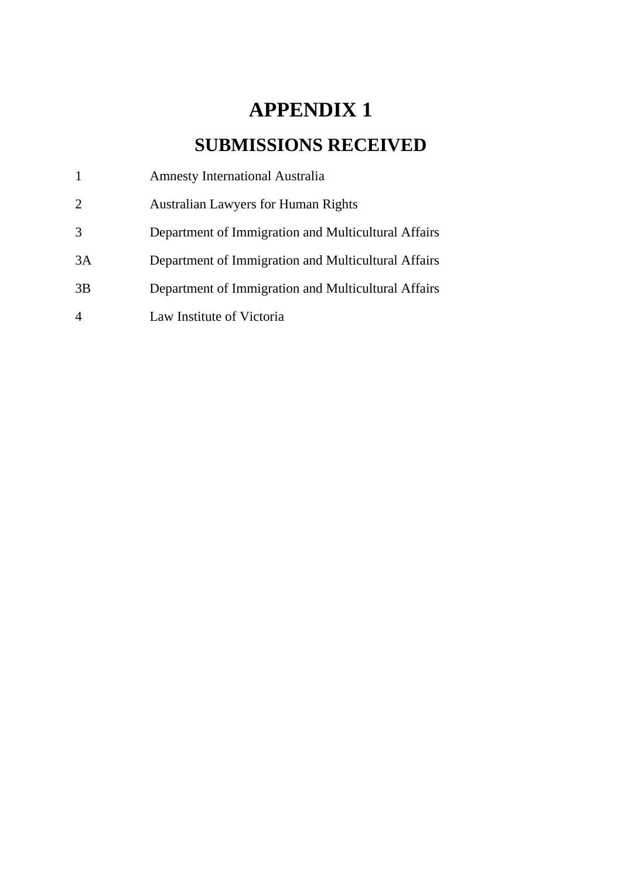# APPENDIX 1

## SUBMISSIONS RECEIVED

| | |
|---|---|
| 1 | Amnesty International Australia |
| 2 | Australian Lawyers for Human Rights |
| 3 | Department of Immigration and Multicultural Affairs |
| 3A | Department of Immigration and Multicultural Affairs |
| 3B | Department of Immigration and Multicultural Affairs |
| 4 | Law Institute of Victoria |